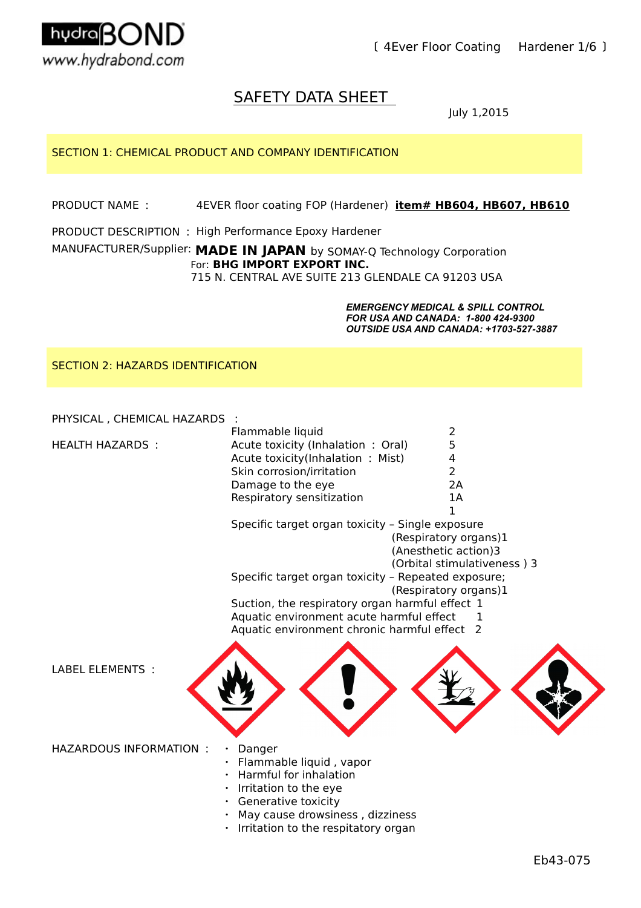# SAFETY DATA SHEET

July 1,2015

## SECTION 1: CHEMICAL PRODUCT AND COMPANY IDENTIFICATION

PRODUCT NAME : 4EVER floor coating FOP (Hardener) **item# HB604, HB607, HB610**

PRODUCT DESCRIPTION : High Performance Epoxy Hardener

MANUFACTURER/Supplier: **MADE IN JAPAN** by SOMAY-Q Technology Corporation
For: **BHG IMPORT EXPORT INC.**
715 N. CENTRAL AVE SUITE 213 GLENDALE CA 91203 USA

***EMERGENCY MEDICAL & SPILL CONTROL***
***FOR USA AND CANADA: 1-800 424-9300***
***OUTSIDE USA AND CANADA: +1703-527-3887***

## SECTION 2: HAZARDS IDENTIFICATION

PHYSICAL , CHEMICAL HAZARDS :

| | | |
|---|---|---|
| | Flammable liquid | 2 |
| HEALTH HAZARDS : | Acute toxicity (Inhalation : Oral) | 5 |
| | Acute toxicity(Inhalation : Mist) | 4 |
| | Skin corrosion/irritation | 2 |
| | Damage to the eye | 2A |
| | Respiratory sensitization | 1A |
| | | 1 |
| | Specific target organ toxicity – Single exposure | |
| | (Respiratory organs) | 1 |
| | (Anesthetic action) | 3 |
| | (Orbital stimulativeness ) | 3 |
| | Specific target organ toxicity – Repeated exposure; | |
| | (Respiratory organs) | 1 |
| | Suction, the respiratory organ harmful effect | 1 |
| | Aquatic environment acute harmful effect | 1 |
| | Aquatic environment chronic harmful effect | 2 |

LABEL ELEMENTS :

HAZARDOUS INFORMATION :

- Danger
- Flammable liquid , vapor
- Harmful for inhalation
- Irritation to the eye
- Generative toxicity
- May cause drowsiness , dizziness
- Irritation to the respitatory organ

Eb43-075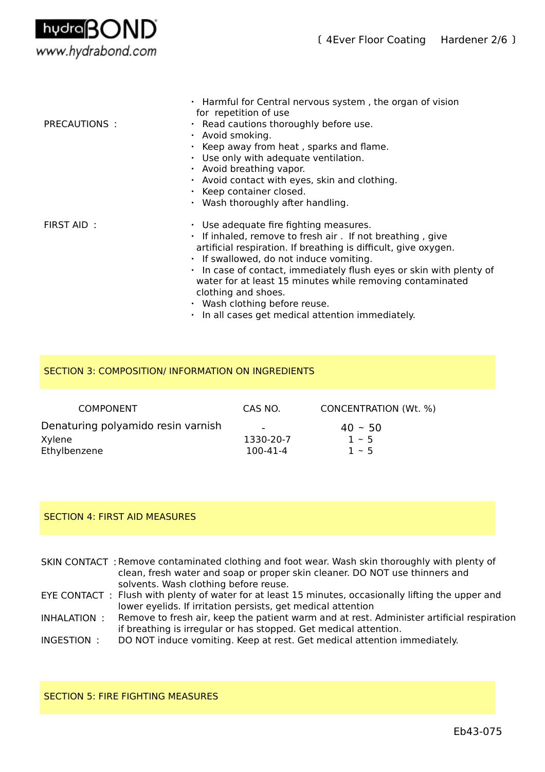**PRECAUTIONS :**

- Harmful for Central nervous system , the organ of vision for repetition of use
- Read cautions thoroughly before use.
- Avoid smoking.
- Keep away from heat , sparks and flame.
- Use only with adequate ventilation.
- Avoid breathing vapor.
- Avoid contact with eyes, skin and clothing.
- Keep container closed.
- Wash thoroughly after handling.

**FIRST AID :**

- Use adequate fire fighting measures.
- If inhaled, remove to fresh air . If not breathing , give artificial respiration. If breathing is difficult, give oxygen.
- If swallowed, do not induce vomiting.
- In case of contact, immediately flush eyes or skin with plenty of water for at least 15 minutes while removing contaminated clothing and shoes.
- Wash clothing before reuse.
- In all cases get medical attention immediately.

## SECTION 3: COMPOSITION/ INFORMATION ON INGREDIENTS

| COMPONENT | CAS NO. | CONCENTRATION (Wt. %) |
|---|---|---|
| Denaturing polyamido resin varnish | - | 40 ~ 50 |
| Xylene | 1330-20-7 | 1 ~ 5 |
| Ethylbenzene | 100-41-4 | 1 ~ 5 |

## SECTION 4: FIRST AID MEASURES

**SKIN CONTACT :** Remove contaminated clothing and foot wear. Wash skin thoroughly with plenty of clean, fresh water and soap or proper skin cleaner. DO NOT use thinners and solvents. Wash clothing before reuse.

**EYE CONTACT :** Flush with plenty of water for at least 15 minutes, occasionally lifting the upper and lower eyelids. If irritation persists, get medical attention

**INHALATION :** Remove to fresh air, keep the patient warm and at rest. Administer artificial respiration if breathing is irregular or has stopped. Get medical attention.

**INGESTION :** DO NOT induce vomiting. Keep at rest. Get medical attention immediately.

## SECTION 5: FIRE FIGHTING MEASURES

Eb43-075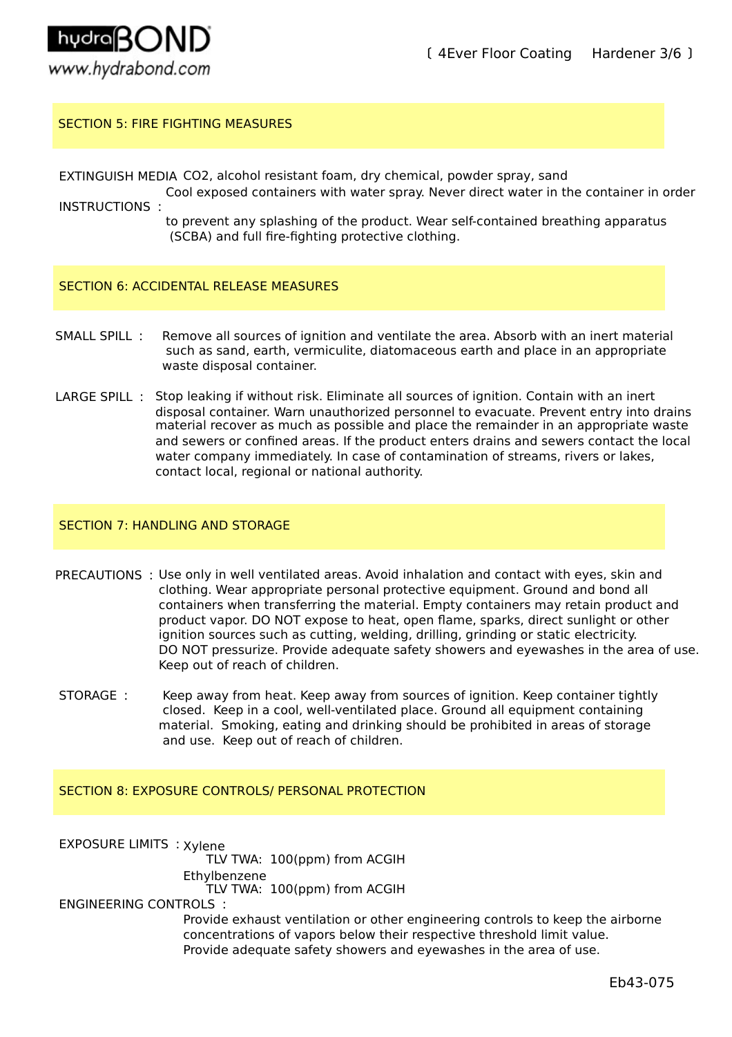## SECTION 5: FIRE FIGHTING MEASURES

EXTINGUISH MEDIA CO2, alcohol resistant foam, dry chemical, powder spray, sand

INSTRUCTIONS : Cool exposed containers with water spray. Never direct water in the container in order to prevent any splashing of the product. Wear self-contained breathing apparatus (SCBA) and full fire-fighting protective clothing.

## SECTION 6: ACCIDENTAL RELEASE MEASURES

SMALL SPILL : Remove all sources of ignition and ventilate the area. Absorb with an inert material such as sand, earth, vermiculite, diatomaceous earth and place in an appropriate waste disposal container.

LARGE SPILL : Stop leaking if without risk. Eliminate all sources of ignition. Contain with an inert material recover as much as possible and place the remainder in an appropriate waste disposal container. Warn unauthorized personnel to evacuate. Prevent entry into drains and sewers or confined areas. If the product enters drains and sewers contact the local water company immediately. In case of contamination of streams, rivers or lakes, contact local, regional or national authority.

## SECTION 7: HANDLING AND STORAGE

PRECAUTIONS : Use only in well ventilated areas. Avoid inhalation and contact with eyes, skin and clothing. Wear appropriate personal protective equipment. Ground and bond all containers when transferring the material. Empty containers may retain product and product vapor. DO NOT expose to heat, open flame, sparks, direct sunlight or other ignition sources such as cutting, welding, drilling, grinding or static electricity. DO NOT pressurize. Provide adequate safety showers and eyewashes in the area of use. Keep out of reach of children.

STORAGE : Keep away from heat. Keep away from sources of ignition. Keep container tightly closed. Keep in a cool, well-ventilated place. Ground all equipment containing material. Smoking, eating and drinking should be prohibited in areas of storage and use. Keep out of reach of children.

## SECTION 8: EXPOSURE CONTROLS/ PERSONAL PROTECTION

EXPOSURE LIMITS : Xylene
TLV TWA: 100(ppm) from ACGIH
Ethylbenzene
TLV TWA: 100(ppm) from ACGIH

ENGINEERING CONTROLS :
Provide exhaust ventilation or other engineering controls to keep the airborne concentrations of vapors below their respective threshold limit value.
Provide adequate safety showers and eyewashes in the area of use.

Eb43-075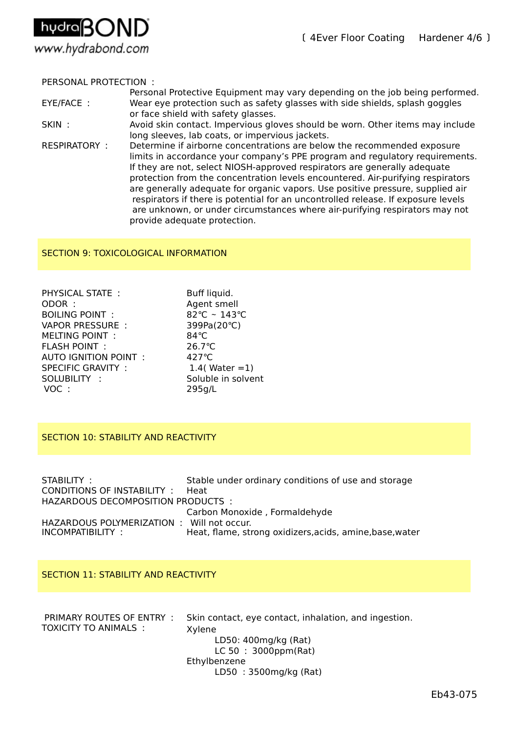PERSONAL PROTECTION :

Personal Protective Equipment may vary depending on the job being performed.

EYE/FACE : Wear eye protection such as safety glasses with side shields, splash goggles or face shield with safety glasses.

SKIN : Avoid skin contact. Impervious gloves should be worn. Other items may include long sleeves, lab coats, or impervious jackets.

RESPIRATORY : Determine if airborne concentrations are below the recommended exposure limits in accordance your company's PPE program and regulatory requirements. If they are not, select NIOSH-approved respirators are generally adequate protection from the concentration levels encountered. Air-purifying respirators are generally adequate for organic vapors. Use positive pressure, supplied air respirators if there is potential for an uncontrolled release. If exposure levels are unknown, or under circumstances where air-purifying respirators may not provide adequate protection.

## SECTION 9: TOXICOLOGICAL INFORMATION

| | |
|---|---|
| PHYSICAL STATE : | Buff liquid. |
| ODOR : | Agent smell |
| BOILING POINT : | 82℃ ~ 143℃ |
| VAPOR PRESSURE : | 399Pa(20℃) |
| MELTING POINT : | 84℃ |
| FLASH POINT : | 26.7℃ |
| AUTO IGNITION POINT : | 427℃ |
| SPECIFIC GRAVITY : | 1.4( Water =1) |
| SOLUBILITY : | Soluble in solvent |
| VOC : | 295g/L |

## SECTION 10: STABILITY AND REACTIVITY

| | |
|---|---|
| STABILITY : | Stable under ordinary conditions of use and storage |
| CONDITIONS OF INSTABILITY : | Heat |
| HAZARDOUS DECOMPOSITION PRODUCTS : | Carbon Monoxide , Formaldehyde |
| HAZARDOUS POLYMERIZATION : | Will not occur. |
| INCOMPATIBILITY : | Heat, flame, strong oxidizers,acids, amine,base,water |

## SECTION 11: STABILITY AND REACTIVITY

PRIMARY ROUTES OF ENTRY : Skin contact, eye contact, inhalation, and ingestion.

TOXICITY TO ANIMALS :

Xylene
- LD50: 400mg/kg (Rat)
- LC 50 : 3000ppm(Rat)

Ethylbenzene
- LD50 : 3500mg/kg (Rat)

Eb43-075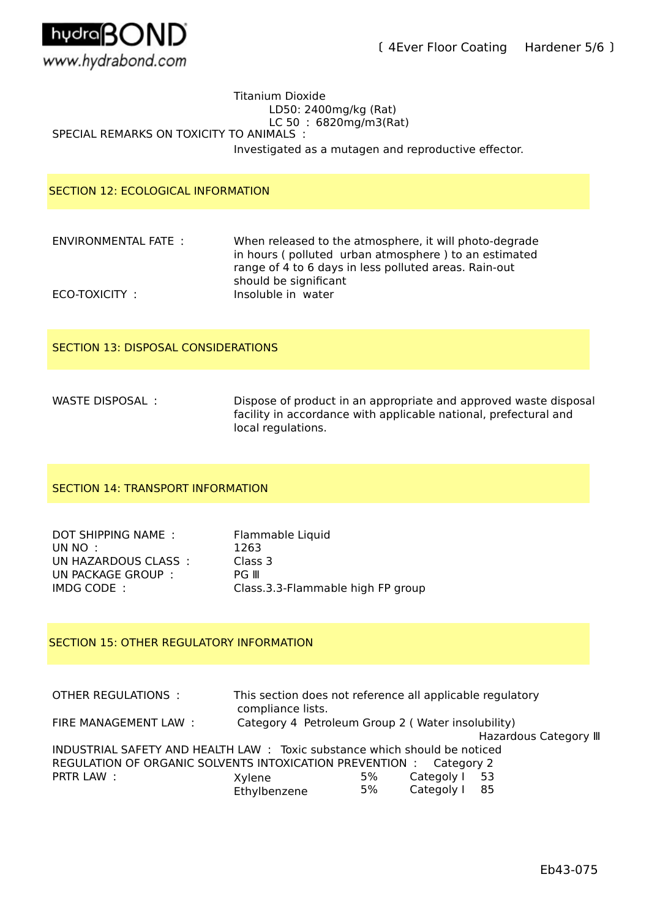Titanium Dioxide
LD50: 2400mg/kg (Rat)
LC 50 : 6820mg/m3(Rat)

SPECIAL REMARKS ON TOXICITY TO ANIMALS :
Investigated as a mutagen and reproductive effector.

## SECTION 12: ECOLOGICAL INFORMATION

ENVIRONMENTAL FATE : When released to the atmosphere, it will photo-degrade in hours ( polluted urban atmosphere ) to an estimated range of 4 to 6 days in less polluted areas. Rain-out should be significant

ECO-TOXICITY : Insoluble in water

## SECTION 13: DISPOSAL CONSIDERATIONS

WASTE DISPOSAL : Dispose of product in an appropriate and approved waste disposal facility in accordance with applicable national, prefectural and local regulations.

## SECTION 14: TRANSPORT INFORMATION

DOT SHIPPING NAME : Flammable Liquid
UN NO : 1263
UN HAZARDOUS CLASS : Class 3
UN PACKAGE GROUP : PG Ⅲ
IMDG CODE : Class.3.3-Flammable high FP group

## SECTION 15: OTHER REGULATORY INFORMATION

OTHER REGULATIONS : This section does not reference all applicable regulatory compliance lists.

FIRE MANAGEMENT LAW : Category 4 Petroleum Group 2 ( Water insolubility) Hazardous Category Ⅲ

INDUSTRIAL SAFETY AND HEALTH LAW : Toxic substance which should be noticed

REGULATION OF ORGANIC SOLVENTS INTOXICATION PREVENTION : Category 2

PRTR LAW :

| | | | |
|---|---|---|---|
| Xylene | 5% | Categoly I | 53 |
| Ethylbenzene | 5% | Categoly I | 85 |

Eb43-075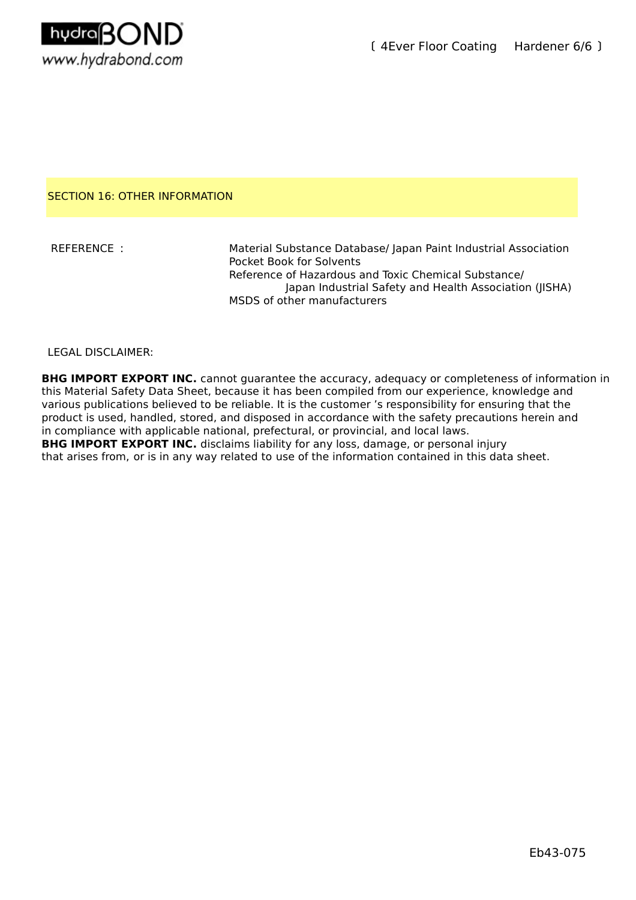## SECTION 16: OTHER INFORMATION

REFERENCE :

Material Substance Database/ Japan Paint Industrial Association
Pocket Book for Solvents
Reference of Hazardous and Toxic Chemical Substance/
Japan Industrial Safety and Health Association (JISHA)
MSDS of other manufacturers

LEGAL DISCLAIMER:

**BHG IMPORT EXPORT INC.** cannot guarantee the accuracy, adequacy or completeness of information in this Material Safety Data Sheet, because it has been compiled from our experience, knowledge and various publications believed to be reliable. It is the customer 's responsibility for ensuring that the product is used, handled, stored, and disposed in accordance with the safety precautions herein and in compliance with applicable national, prefectural, or provincial, and local laws.
**BHG IMPORT EXPORT INC.** disclaims liability for any loss, damage, or personal injury that arises from, or is in any way related to use of the information contained in this data sheet.

Eb43-075